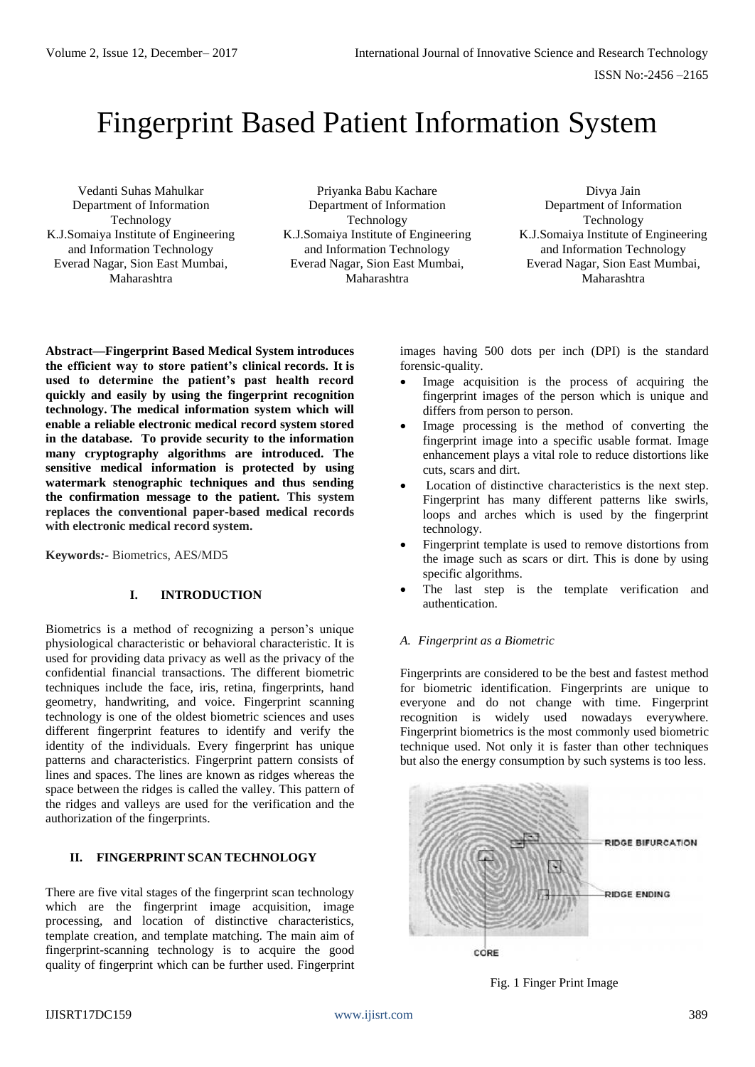# Fingerprint Based Patient Information System

Vedanti Suhas Mahulkar
Department of Information Technology
K.J.Somaiya Institute of Engineering and Information Technology
Everad Nagar, Sion East Mumbai, Maharashtra

Priyanka Babu Kachare
Department of Information Technology
K.J.Somaiya Institute of Engineering and Information Technology
Everad Nagar, Sion East Mumbai, Maharashtra

Divya Jain
Department of Information Technology
K.J.Somaiya Institute of Engineering and Information Technology
Everad Nagar, Sion East Mumbai, Maharashtra

**Abstract—Fingerprint Based Medical System introduces the efficient way to store patient's clinical records. It is used to determine the patient's past health record quickly and easily by using the fingerprint recognition technology. The medical information system which will enable a reliable electronic medical record system stored in the database. To provide security to the information many cryptography algorithms are introduced. The sensitive medical information is protected by using watermark stenographic techniques and thus sending the confirmation message to the patient. This system replaces the conventional paper-based medical records with electronic medical record system.**

**Keywords:-** Biometrics, AES/MD5

## I. INTRODUCTION

Biometrics is a method of recognizing a person's unique physiological characteristic or behavioral characteristic. It is used for providing data privacy as well as the privacy of the confidential financial transactions. The different biometric techniques include the face, iris, retina, fingerprints, hand geometry, handwriting, and voice. Fingerprint scanning technology is one of the oldest biometric sciences and uses different fingerprint features to identify and verify the identity of the individuals. Every fingerprint has unique patterns and characteristics. Fingerprint pattern consists of lines and spaces. The lines are known as ridges whereas the space between the ridges is called the valley. This pattern of the ridges and valleys are used for the verification and the authorization of the fingerprints.

## II. FINGERPRINT SCAN TECHNOLOGY

There are five vital stages of the fingerprint scan technology which are the fingerprint image acquisition, image processing, and location of distinctive characteristics, template creation, and template matching. The main aim of fingerprint-scanning technology is to acquire the good quality of fingerprint which can be further used. Fingerprint images having 500 dots per inch (DPI) is the standard forensic-quality.

- Image acquisition is the process of acquiring the fingerprint images of the person which is unique and differs from person to person.
- Image processing is the method of converting the fingerprint image into a specific usable format. Image enhancement plays a vital role to reduce distortions like cuts, scars and dirt.
- Location of distinctive characteristics is the next step. Fingerprint has many different patterns like swirls, loops and arches which is used by the fingerprint technology.
- Fingerprint template is used to remove distortions from the image such as scars or dirt. This is done by using specific algorithms.
- The last step is the template verification and authentication.

### *A. Fingerprint as a Biometric*

Fingerprints are considered to be the best and fastest method for biometric identification. Fingerprints are unique to everyone and do not change with time. Fingerprint recognition is widely used nowadays everywhere. Fingerprint biometrics is the most commonly used biometric technique used. Not only it is faster than other techniques but also the energy consumption by such systems is too less.

Fig. 1 Finger Print Image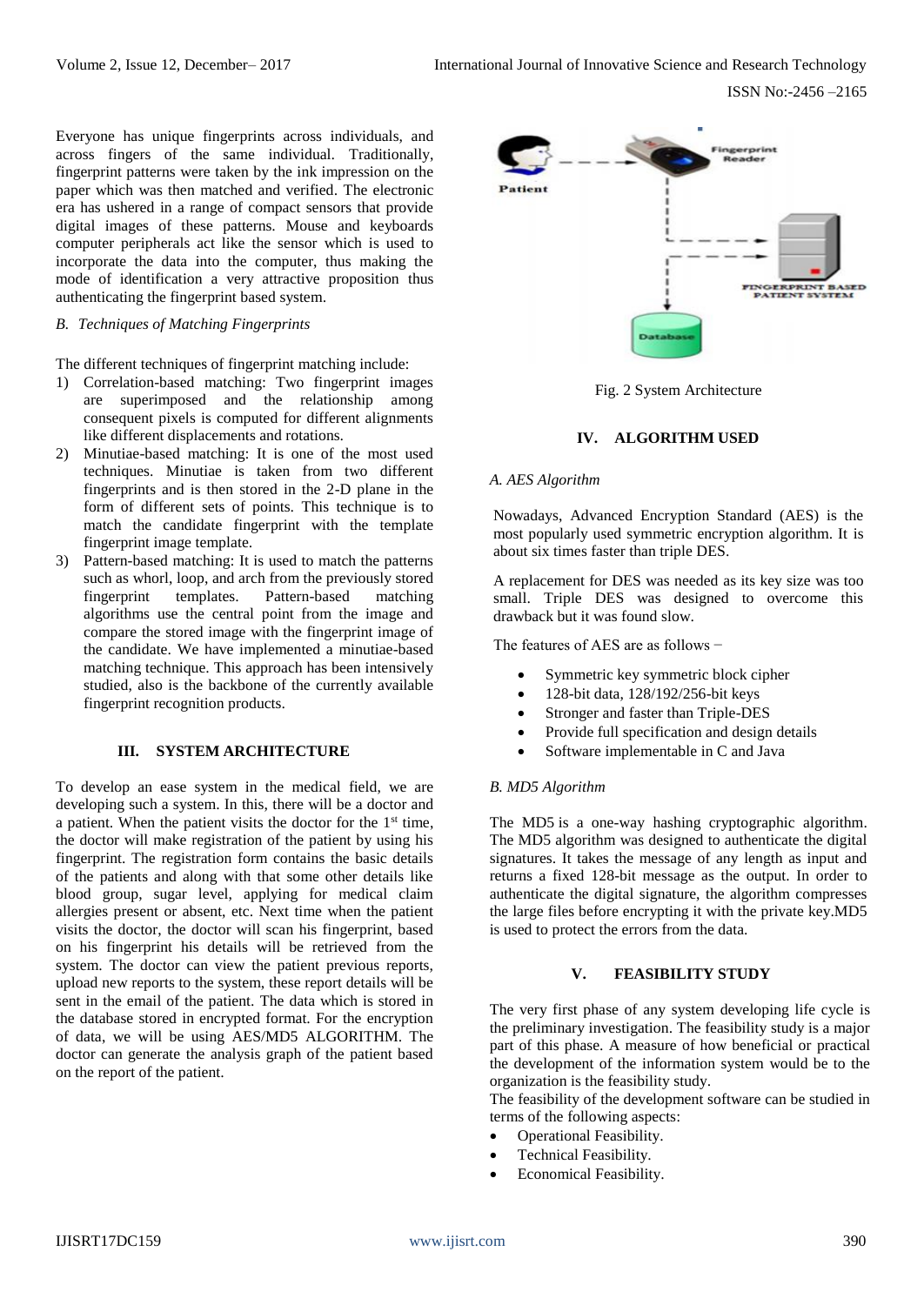Everyone has unique fingerprints across individuals, and across fingers of the same individual. Traditionally, fingerprint patterns were taken by the ink impression on the paper which was then matched and verified. The electronic era has ushered in a range of compact sensors that provide digital images of these patterns. Mouse and keyboards computer peripherals act like the sensor which is used to incorporate the data into the computer, thus making the mode of identification a very attractive proposition thus authenticating the fingerprint based system.

### *B. Techniques of Matching Fingerprints*

The different techniques of fingerprint matching include:

1) Correlation-based matching: Two fingerprint images are superimposed and the relationship among consequent pixels is computed for different alignments like different displacements and rotations.
2) Minutiae-based matching: It is one of the most used techniques. Minutiae is taken from two different fingerprints and is then stored in the 2-D plane in the form of different sets of points. This technique is to match the candidate fingerprint with the template fingerprint image template.
3) Pattern-based matching: It is used to match the patterns such as whorl, loop, and arch from the previously stored fingerprint templates. Pattern-based matching algorithms use the central point from the image and compare the stored image with the fingerprint image of the candidate. We have implemented a minutiae-based matching technique. This approach has been intensively studied, also is the backbone of the currently available fingerprint recognition products.

## III. SYSTEM ARCHITECTURE

To develop an ease system in the medical field, we are developing such a system. In this, there will be a doctor and a patient. When the patient visits the doctor for the 1st time, the doctor will make registration of the patient by using his fingerprint. The registration form contains the basic details of the patients and along with that some other details like blood group, sugar level, applying for medical claim allergies present or absent, etc. Next time when the patient visits the doctor, the doctor will scan his fingerprint, based on his fingerprint his details will be retrieved from the system. The doctor can view the patient previous reports, upload new reports to the system, these report details will be sent in the email of the patient. The data which is stored in the database stored in encrypted format. For the encryption of data, we will be using AES/MD5 ALGORITHM. The doctor can generate the analysis graph of the patient based on the report of the patient.

Fig. 2 System Architecture

## IV. ALGORITHM USED

### *A. AES Algorithm*

Nowadays, Advanced Encryption Standard (AES) is the most popularly used symmetric encryption algorithm. It is about six times faster than triple DES.

A replacement for DES was needed as its key size was too small. Triple DES was designed to overcome this drawback but it was found slow.

The features of AES are as follows −

- Symmetric key symmetric block cipher
- 128-bit data, 128/192/256-bit keys
- Stronger and faster than Triple-DES
- Provide full specification and design details
- Software implementable in C and Java

### *B. MD5 Algorithm*

The MD5 is a one-way hashing cryptographic algorithm. The MD5 algorithm was designed to authenticate the digital signatures. It takes the message of any length as input and returns a fixed 128-bit message as the output. In order to authenticate the digital signature, the algorithm compresses the large files before encrypting it with the private key.MD5 is used to protect the errors from the data.

## V. FEASIBILITY STUDY

The very first phase of any system developing life cycle is the preliminary investigation. The feasibility study is a major part of this phase. A measure of how beneficial or practical the development of the information system would be to the organization is the feasibility study.

The feasibility of the development software can be studied in terms of the following aspects:

- Operational Feasibility.
- Technical Feasibility.
- Economical Feasibility.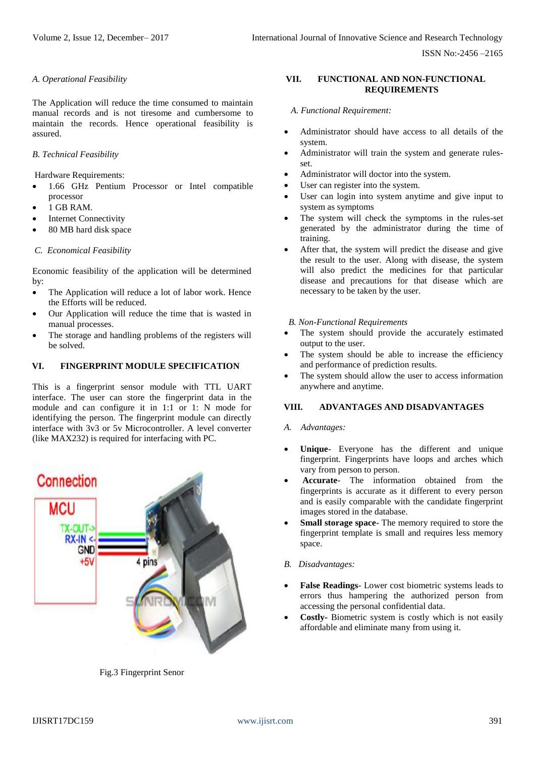### A. Operational Feasibility

The Application will reduce the time consumed to maintain manual records and is not tiresome and cumbersome to maintain the records. Hence operational feasibility is assured.

### B. Technical Feasibility

Hardware Requirements:

- 1.66 GHz Pentium Processor or Intel compatible processor
- 1 GB RAM.
- Internet Connectivity
- 80 MB hard disk space

### C. Economical Feasibility

Economic feasibility of the application will be determined by:

- The Application will reduce a lot of labor work. Hence the Efforts will be reduced.
- Our Application will reduce the time that is wasted in manual processes.
- The storage and handling problems of the registers will be solved.

## VI. FINGERPRINT MODULE SPECIFICATION

This is a fingerprint sensor module with TTL UART interface. The user can store the fingerprint data in the module and can configure it in 1:1 or 1: N mode for identifying the person. The fingerprint module can directly interface with 3v3 or 5v Microcontroller. A level converter (like MAX232) is required for interfacing with PC.

Fig.3 Fingerprint Senor

## VII. FUNCTIONAL AND NON-FUNCTIONAL REQUIREMENTS

### A. Functional Requirement:

- Administrator should have access to all details of the system.
- Administrator will train the system and generate rules-set.
- Administrator will doctor into the system.
- User can register into the system.
- User can login into system anytime and give input to system as symptoms
- The system will check the symptoms in the rules-set generated by the administrator during the time of training.
- After that, the system will predict the disease and give the result to the user. Along with disease, the system will also predict the medicines for that particular disease and precautions for that disease which are necessary to be taken by the user.

### B. Non-Functional Requirements

- The system should provide the accurately estimated output to the user.
- The system should be able to increase the efficiency and performance of prediction results.
- The system should allow the user to access information anywhere and anytime.

## VIII. ADVANTAGES AND DISADVANTAGES

### A. Advantages:

- **Unique**- Everyone has the different and unique fingerprint. Fingerprints have loops and arches which vary from person to person.
- **Accurate**- The information obtained from the fingerprints is accurate as it different to every person and is easily comparable with the candidate fingerprint images stored in the database.
- **Small storage space**- The memory required to store the fingerprint template is small and requires less memory space.

### B. Disadvantages:

- **False Readings**- Lower cost biometric systems leads to errors thus hampering the authorized person from accessing the personal confidential data.
- **Costly**- Biometric system is costly which is not easily affordable and eliminate many from using it.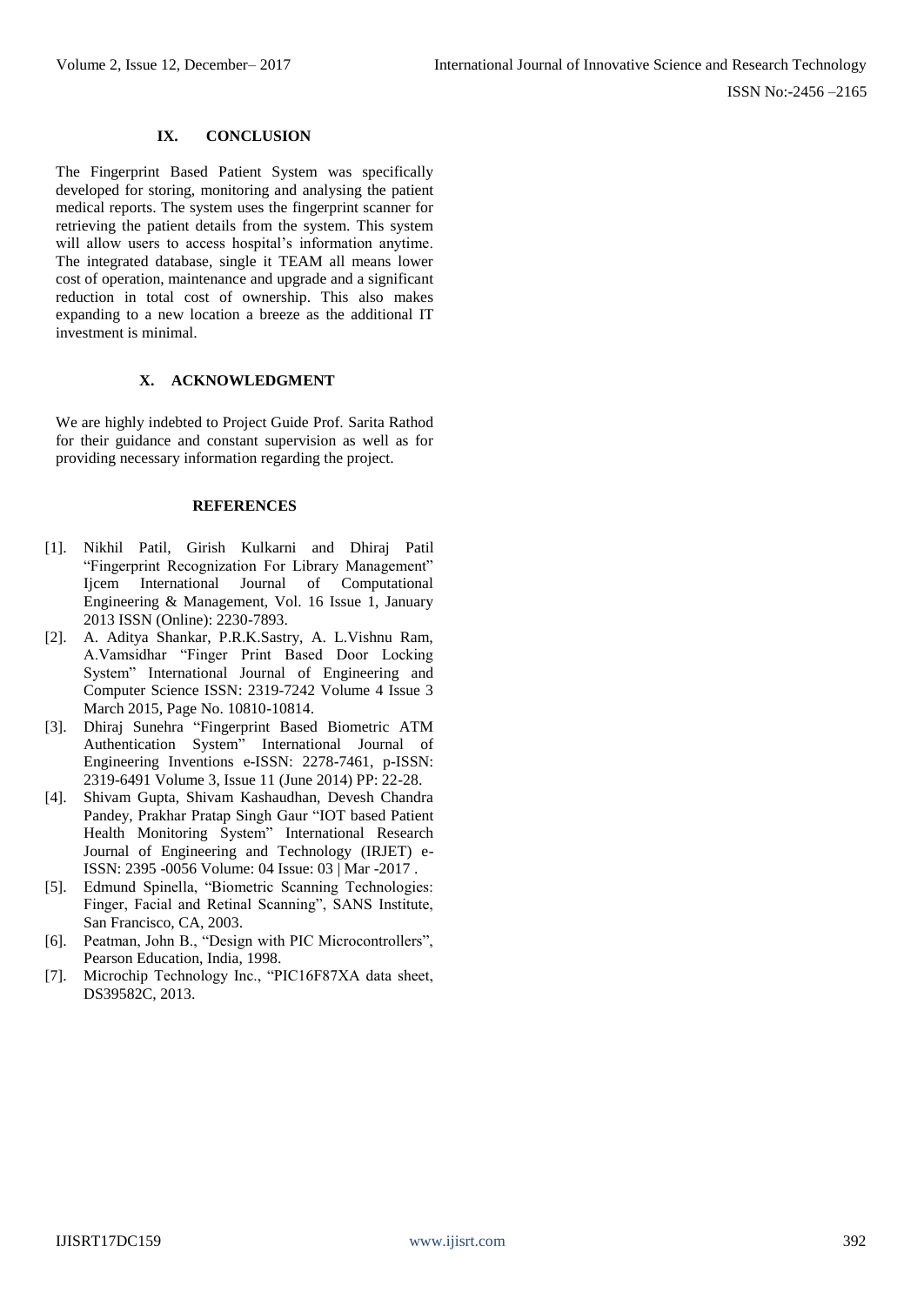## IX. CONCLUSION

The Fingerprint Based Patient System was specifically developed for storing, monitoring and analysing the patient medical reports. The system uses the fingerprint scanner for retrieving the patient details from the system. This system will allow users to access hospital's information anytime. The integrated database, single it TEAM all means lower cost of operation, maintenance and upgrade and a significant reduction in total cost of ownership. This also makes expanding to a new location a breeze as the additional IT investment is minimal.

## X. ACKNOWLEDGMENT

We are highly indebted to Project Guide Prof. Sarita Rathod for their guidance and constant supervision as well as for providing necessary information regarding the project.

## REFERENCES

- [1]. Nikhil Patil, Girish Kulkarni and Dhiraj Patil "Fingerprint Recognization For Library Management" Ijcem International Journal of Computational Engineering & Management, Vol. 16 Issue 1, January 2013 ISSN (Online): 2230-7893.
- [2]. A. Aditya Shankar, P.R.K.Sastry, A. L.Vishnu Ram, A.Vamsidhar "Finger Print Based Door Locking System" International Journal of Engineering and Computer Science ISSN: 2319-7242 Volume 4 Issue 3 March 2015, Page No. 10810-10814.
- [3]. Dhiraj Sunehra "Fingerprint Based Biometric ATM Authentication System" International Journal of Engineering Inventions e-ISSN: 2278-7461, p-ISSN: 2319-6491 Volume 3, Issue 11 (June 2014) PP: 22-28.
- [4]. Shivam Gupta, Shivam Kashaudhan, Devesh Chandra Pandey, Prakhar Pratap Singh Gaur "IOT based Patient Health Monitoring System" International Research Journal of Engineering and Technology (IRJET) e-ISSN: 2395 -0056 Volume: 04 Issue: 03 | Mar -2017 .
- [5]. Edmund Spinella, "Biometric Scanning Technologies: Finger, Facial and Retinal Scanning", SANS Institute, San Francisco, CA, 2003.
- [6]. Peatman, John B., "Design with PIC Microcontrollers", Pearson Education, India, 1998.
- [7]. Microchip Technology Inc., "PIC16F87XA data sheet, DS39582C, 2013.